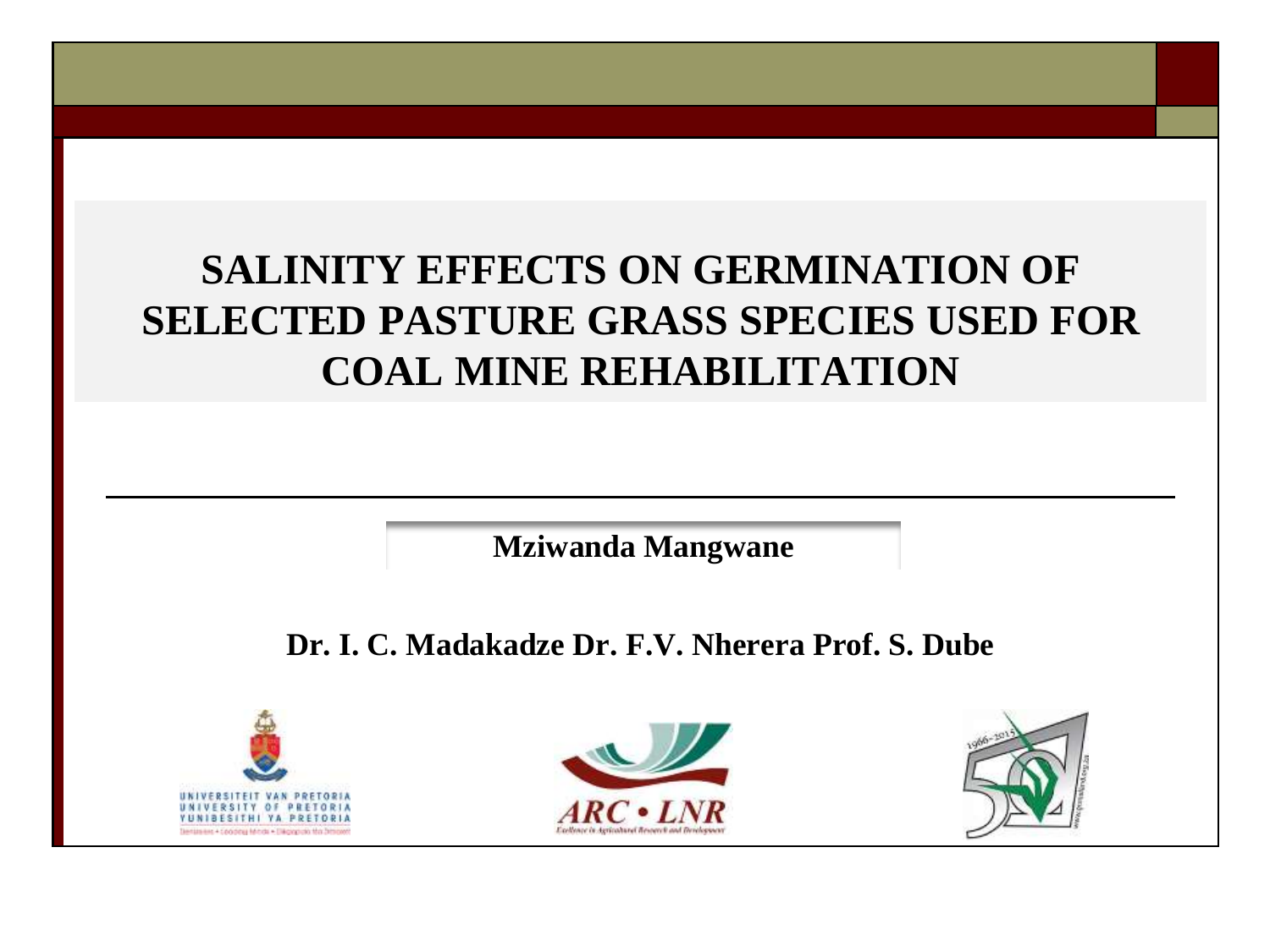# SALINITY EFFECTS ON GERMINATION OF SELECTED PASTURE GRASS SPECIES USED FOR COAL MINE REHABILITATION

**Mziwanda Mangwane**

**Dr. I. C. Madakadze Dr. F.V. Nherera Prof. S. Dube**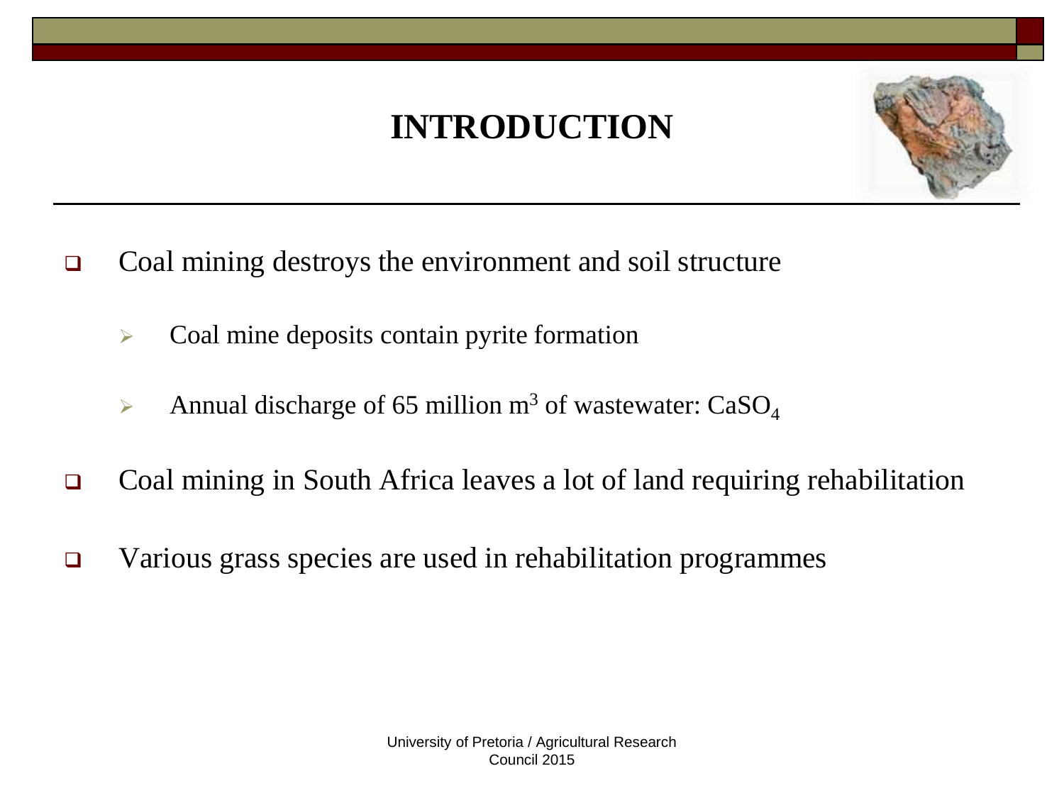# INTRODUCTION

- Coal mining destroys the environment and soil structure
  - Coal mine deposits contain pyrite formation
  - Annual discharge of 65 million $m^3$ of wastewater: $CaSO_4$
- Coal mining in South Africa leaves a lot of land requiring rehabilitation
- Various grass species are used in rehabilitation programmes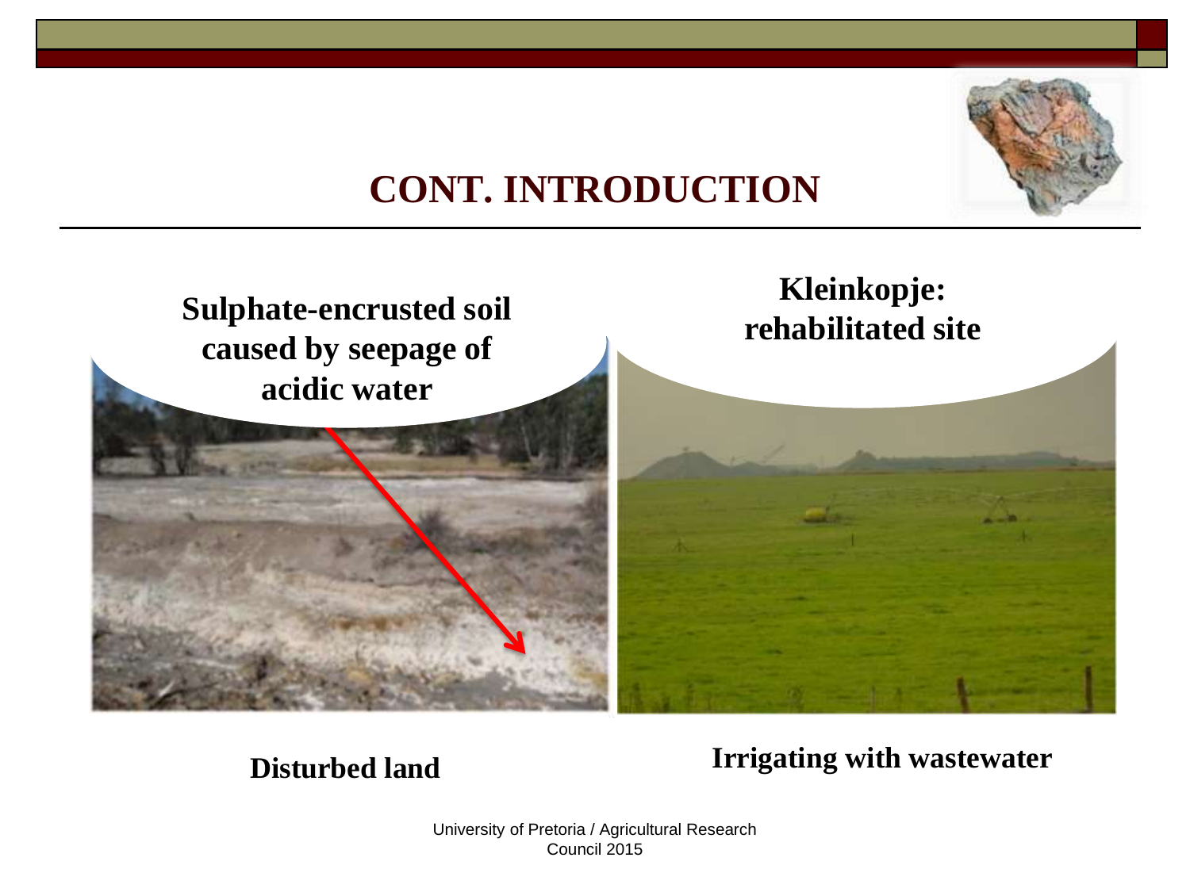# CONT. INTRODUCTION

**Sulphate-encrusted soil caused by seepage of acidic water**

**Kleinkopje: rehabilitated site**

**Disturbed land**

**Irrigating with wastewater**

University of Pretoria / Agricultural Research Council 2015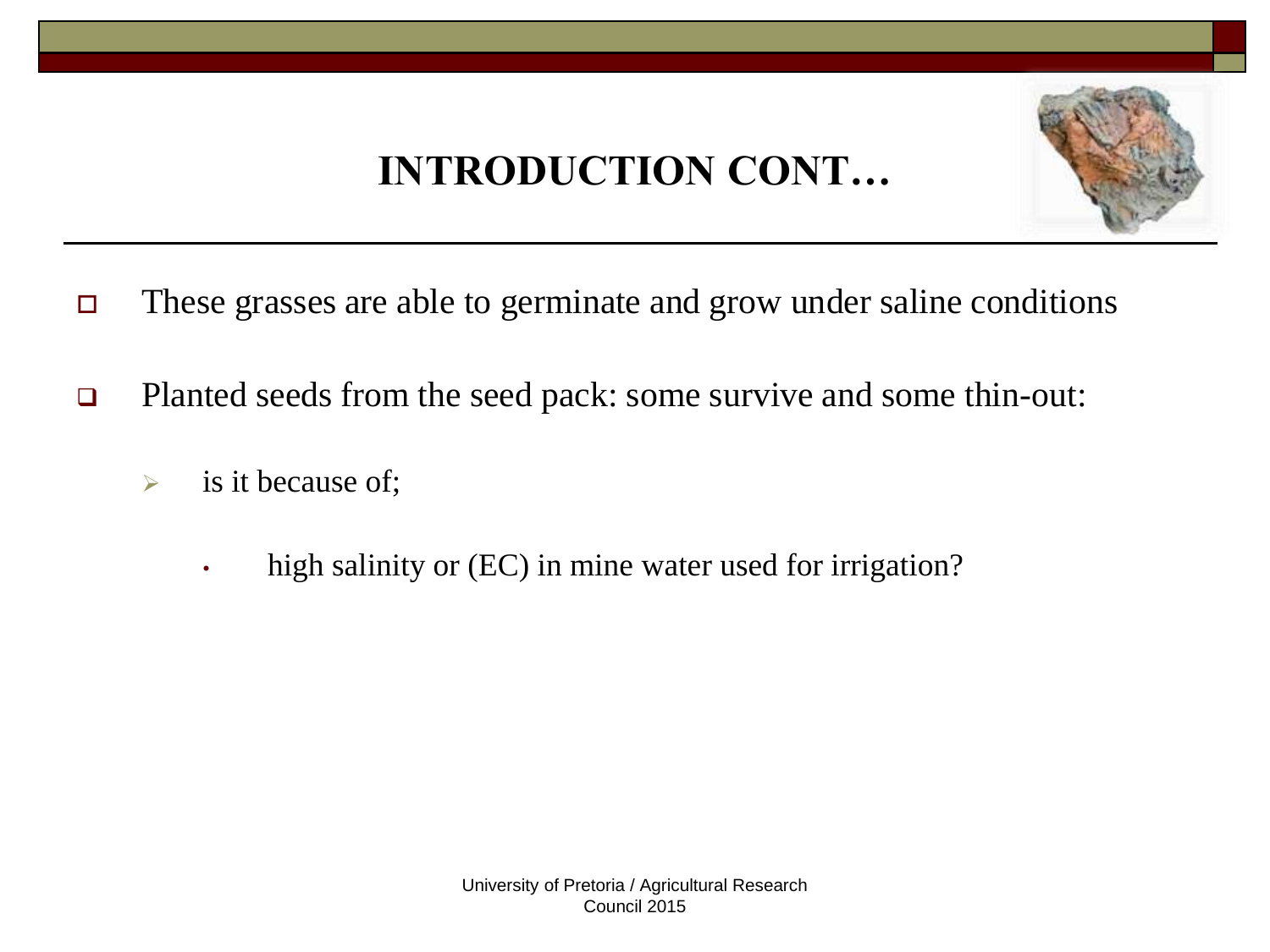# INTRODUCTION CONT…

- These grasses are able to germinate and grow under saline conditions
- Planted seeds from the seed pack: some survive and some thin-out:
  - is it because of;
    - high salinity or (EC) in mine water used for irrigation?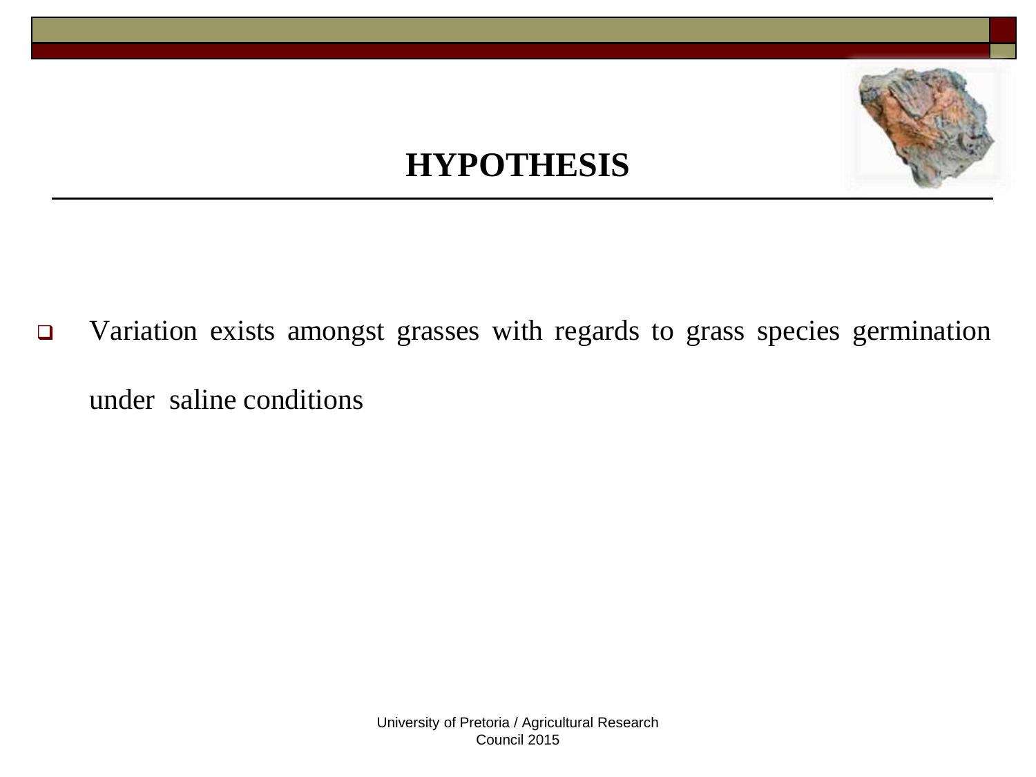# HYPOTHESIS

- Variation exists amongst grasses with regards to grass species germination under saline conditions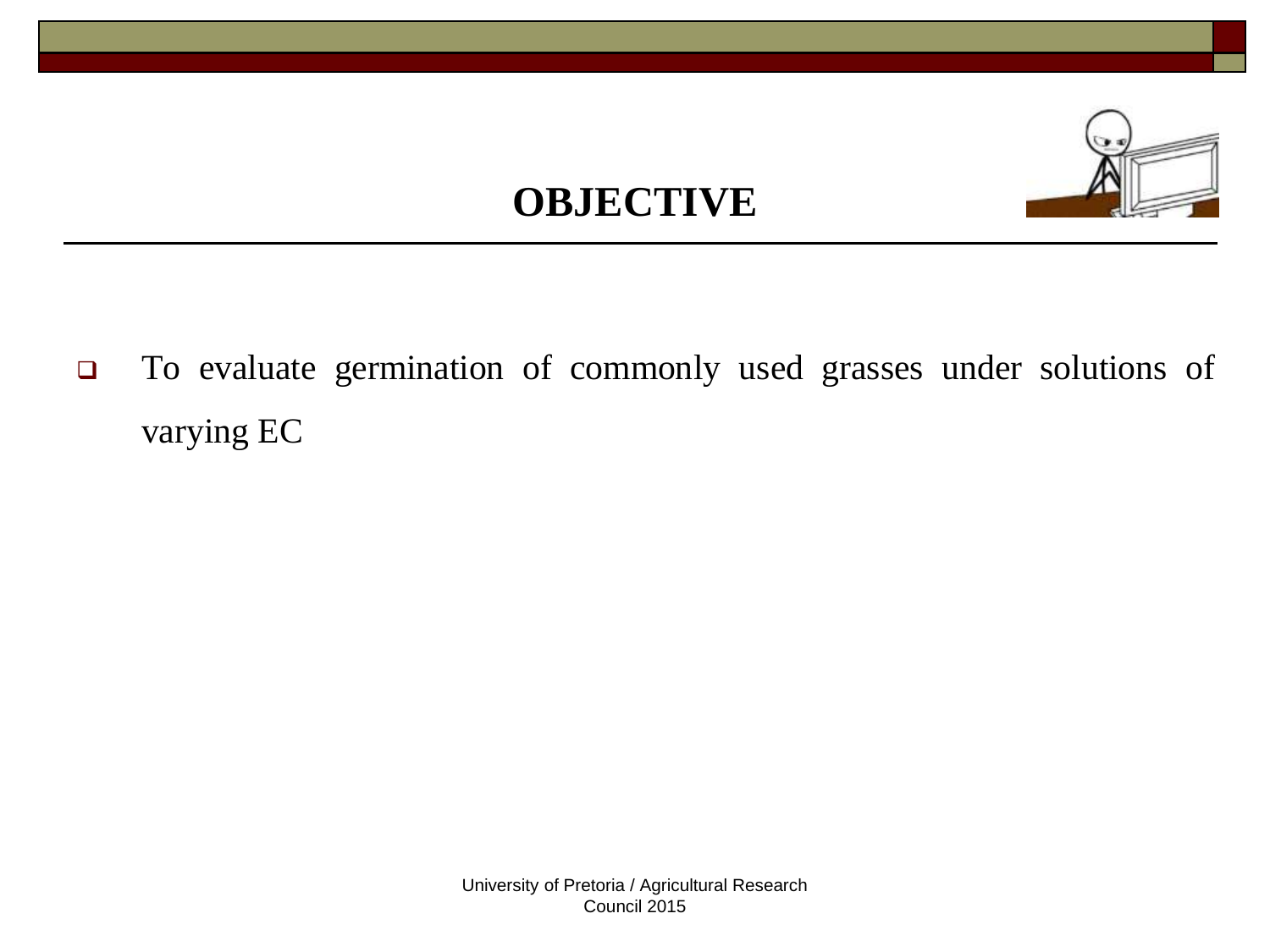# OBJECTIVE

- To evaluate germination of commonly used grasses under solutions of varying EC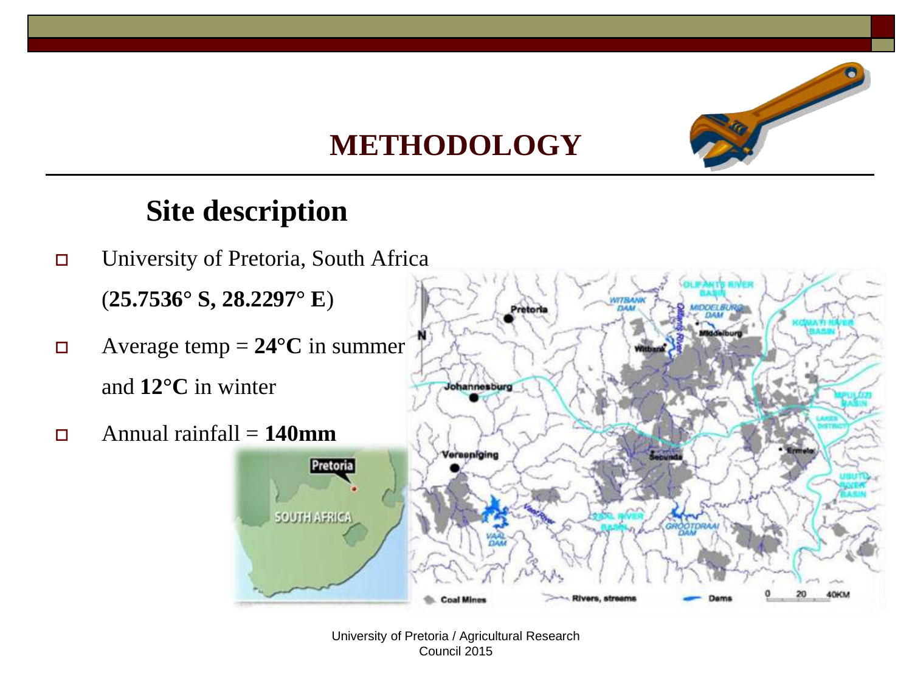# METHODOLOGY

## Site description

- University of Pretoria, South Africa (**25.7536° S, 28.2297° E**)
- Average temp = **24°C** in summer and **12°C** in winter
- Annual rainfall = **140mm**

University of Pretoria / Agricultural Research Council 2015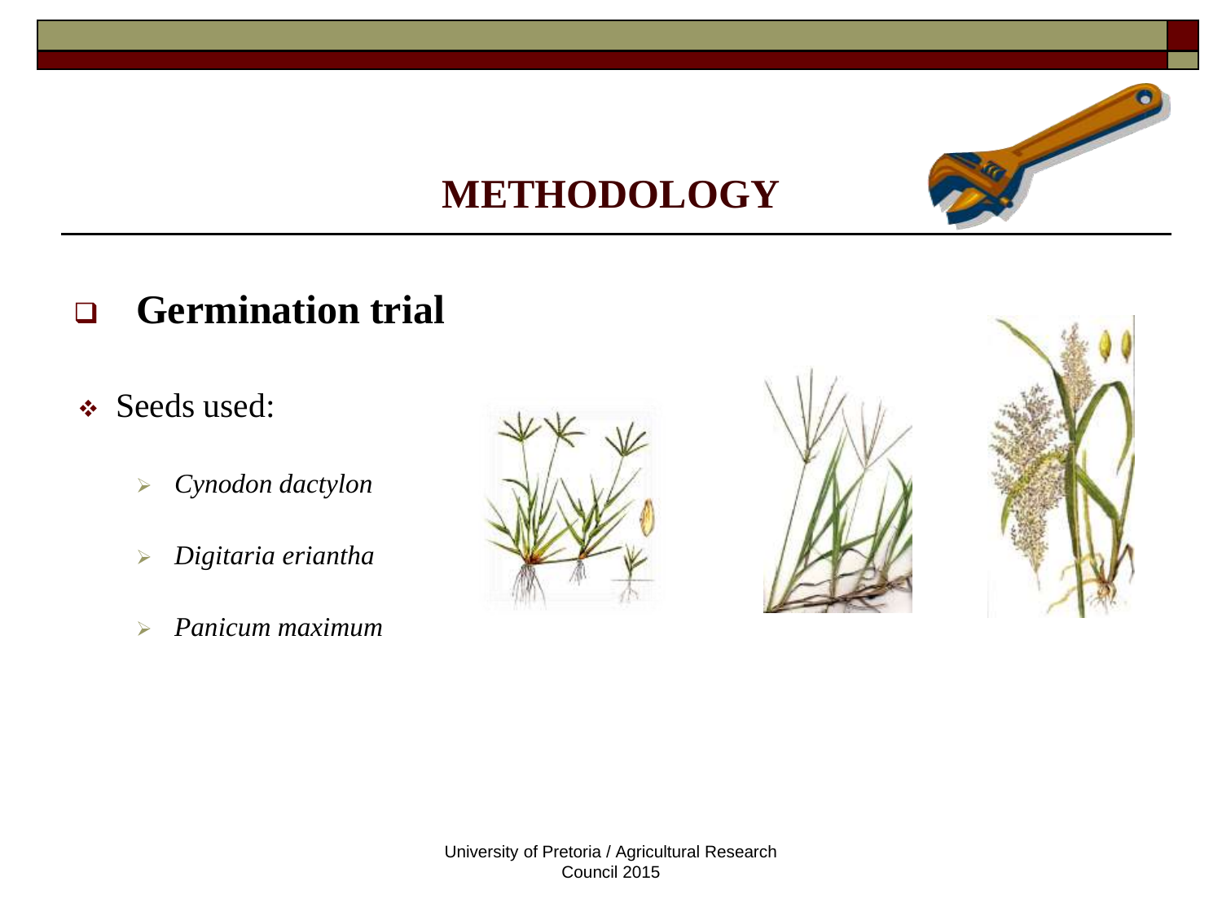# METHODOLOGY

## Germination trial

- Seeds used:
  - *Cynodon dactylon*
  - *Digitaria eriantha*
  - *Panicum maximum*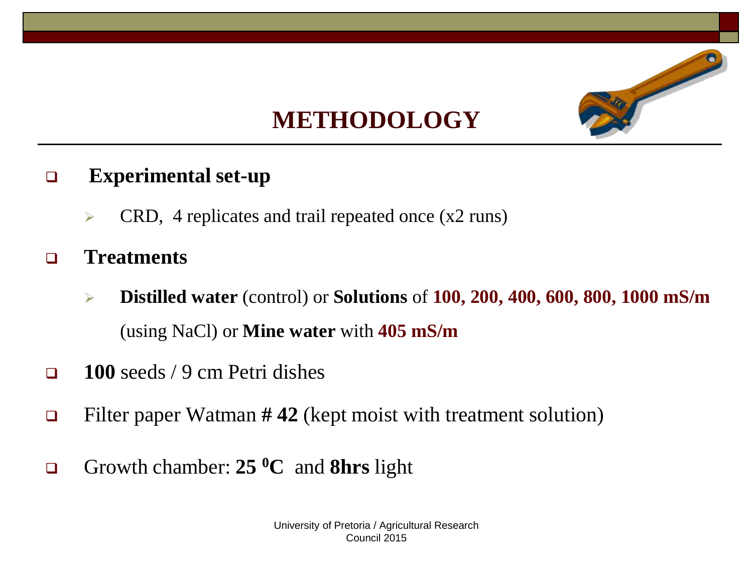# METHODOLOGY

- **Experimental set-up**
  - CRD, 4 replicates and trail repeated once (x2 runs)
- **Treatments**
  - **Distilled water** (control) or **Solutions** of **100, 200, 400, 600, 800, 1000 mS/m** (using NaCl) or **Mine water** with **405 mS/m**
- **100** seeds / 9 cm Petri dishes
- Filter paper Watman **# 42** (kept moist with treatment solution)
- Growth chamber: **25 $^{0}$C** and **8hrs** light

University of Pretoria / Agricultural Research Council 2015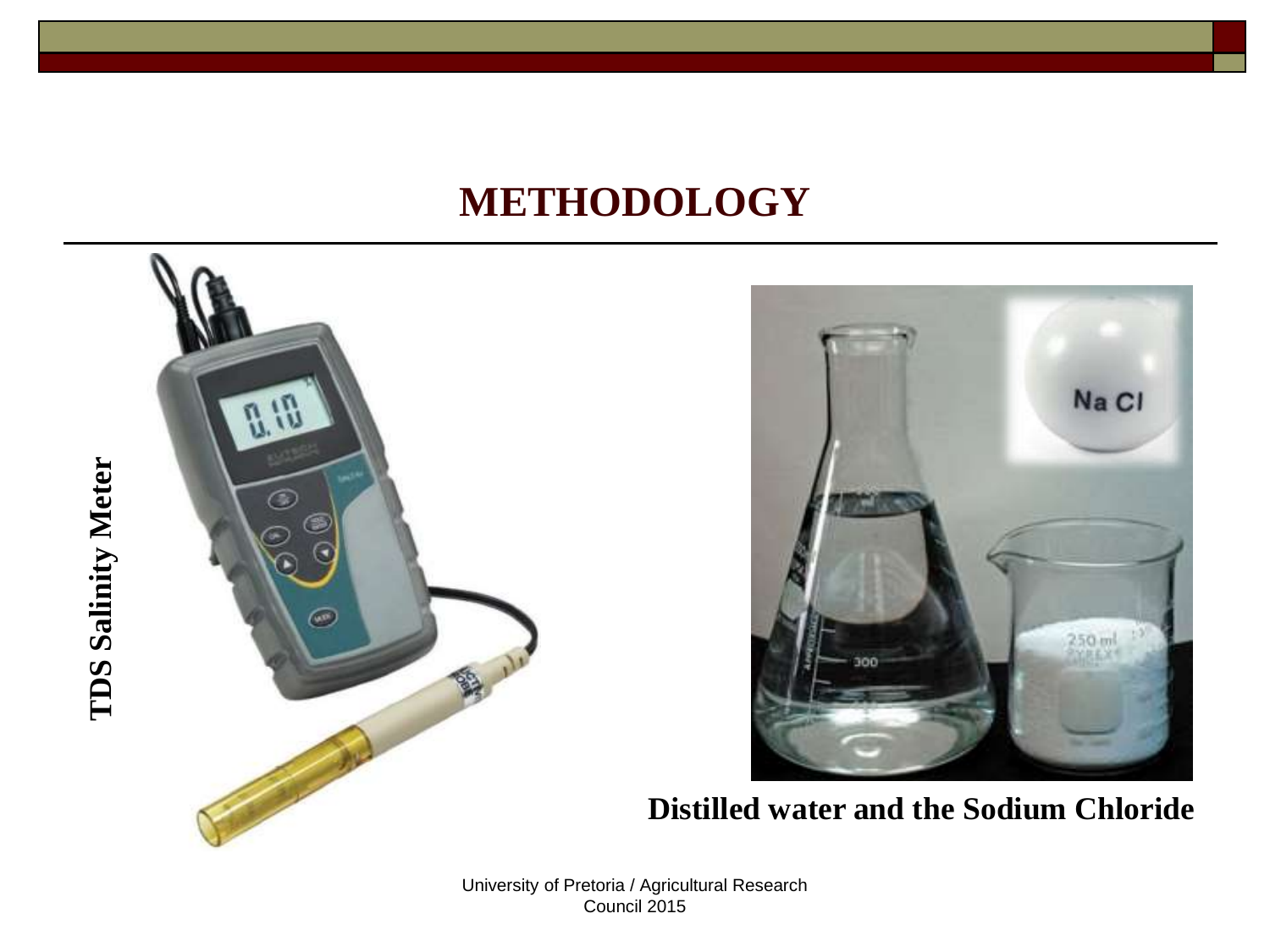# METHODOLOGY

**TDS Salinity Meter**

**Distilled water and the Sodium Chloride**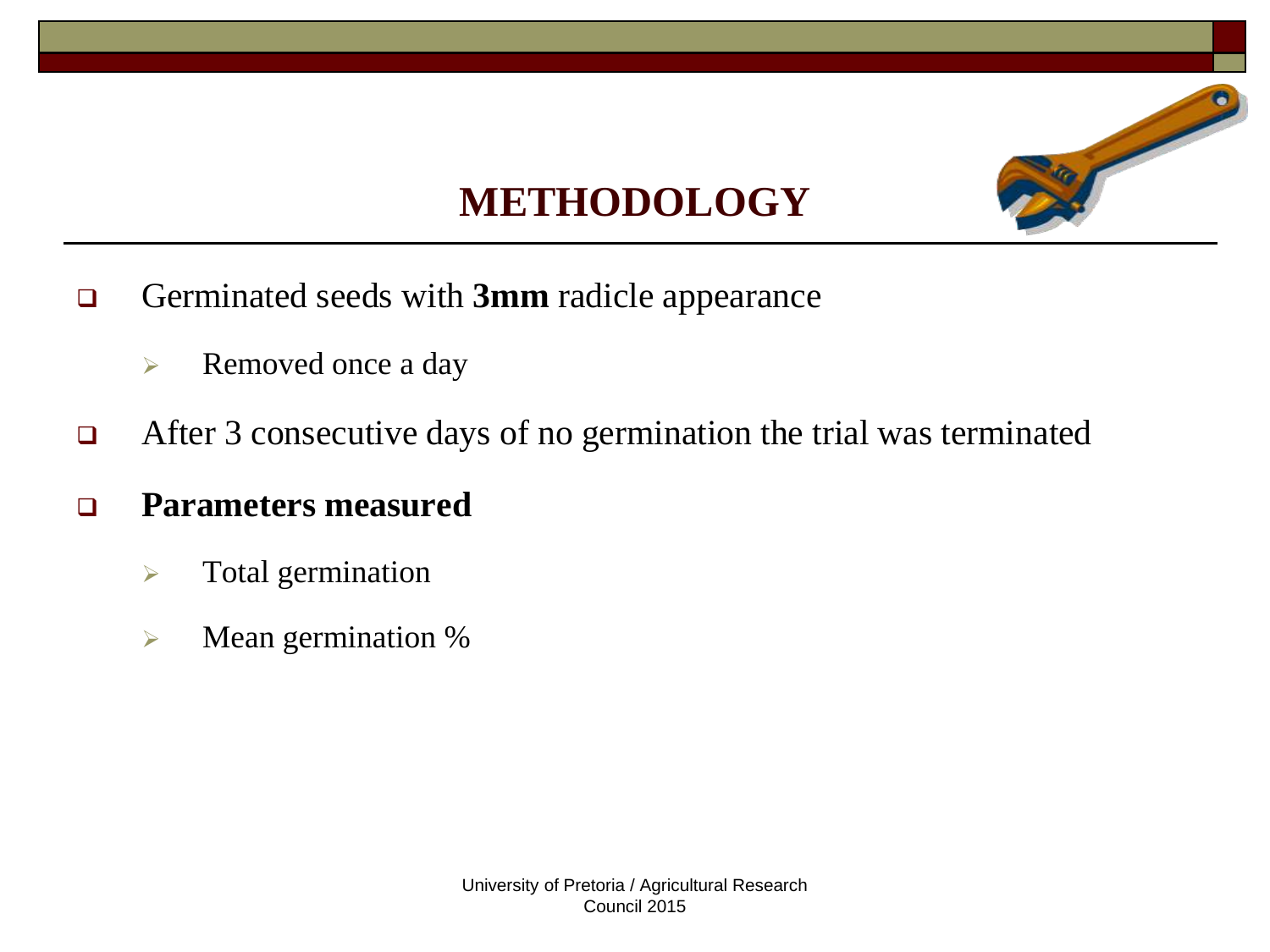# METHODOLOGY

- Germinated seeds with **3mm** radicle appearance
  - Removed once a day
- After 3 consecutive days of no germination the trial was terminated
- **Parameters measured**
  - Total germination
  - Mean germination %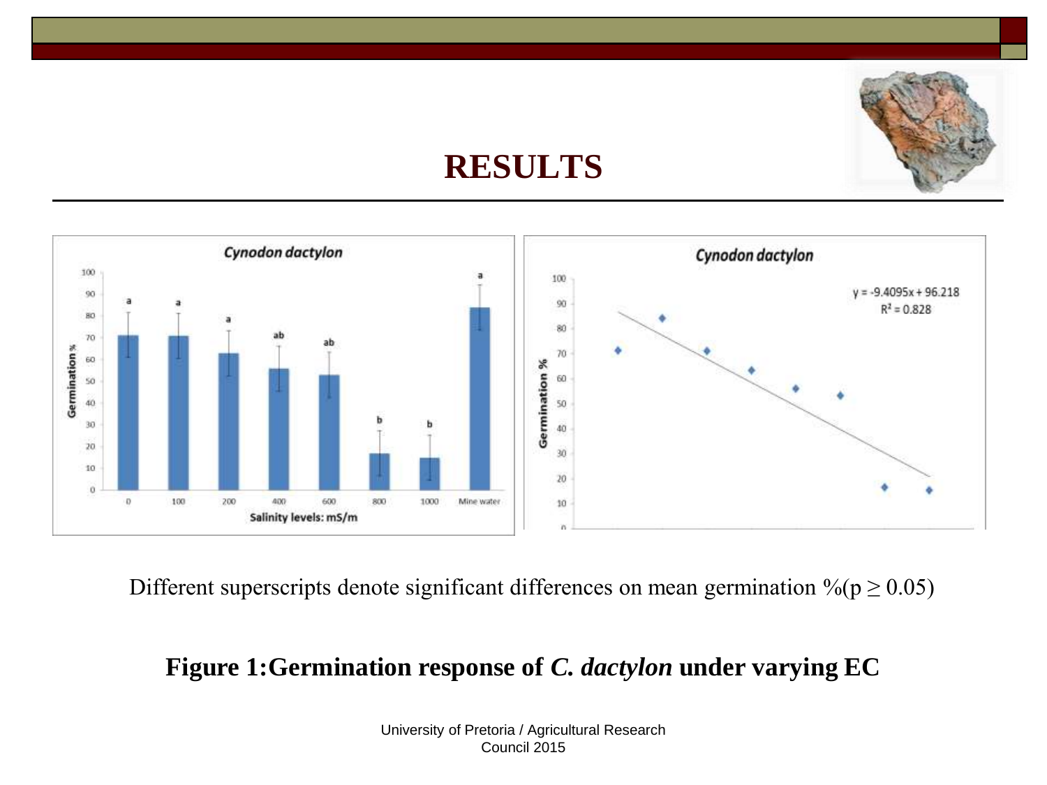# RESULTS

Different superscripts denote significant differences on mean germination %($p \geq 0.05$)

**Figure 1:Germination response of *C. dactylon* under varying EC**

University of Pretoria / Agricultural Research Council 2015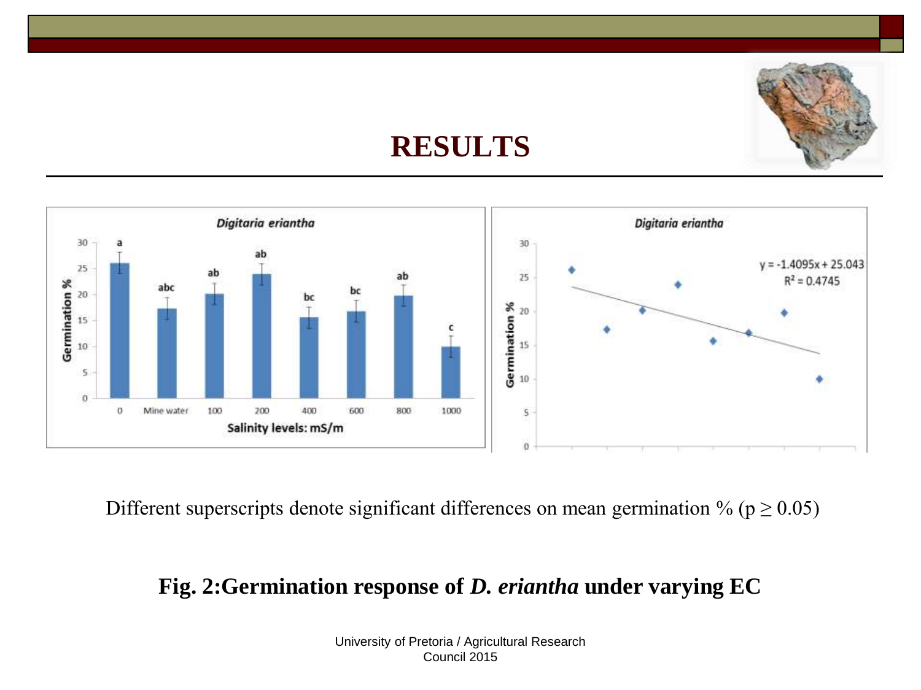# RESULTS

Different superscripts denote significant differences on mean germination % ($p \geq 0.05$)

**Fig. 2:Germination response of *D. eriantha* under varying EC**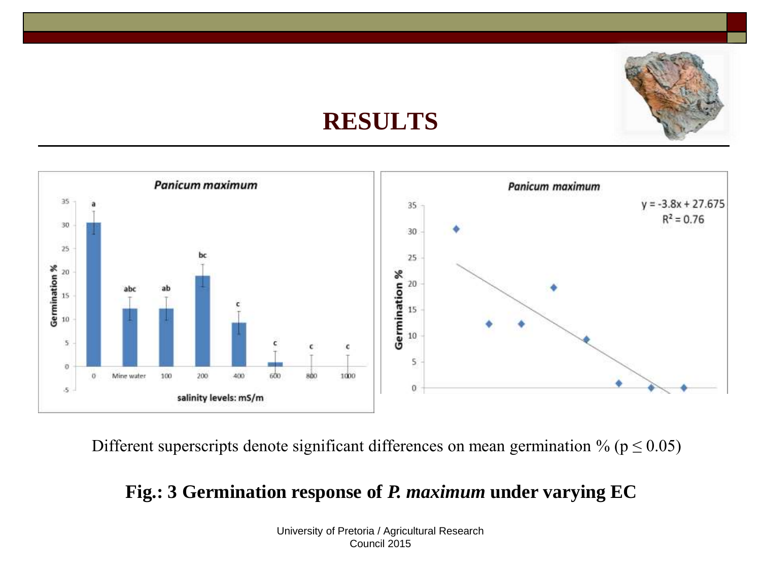# RESULTS

Different superscripts denote significant differences on mean germination % ($p \leq 0.05$)

**Fig.: 3 Germination response of *P. maximum* under varying EC**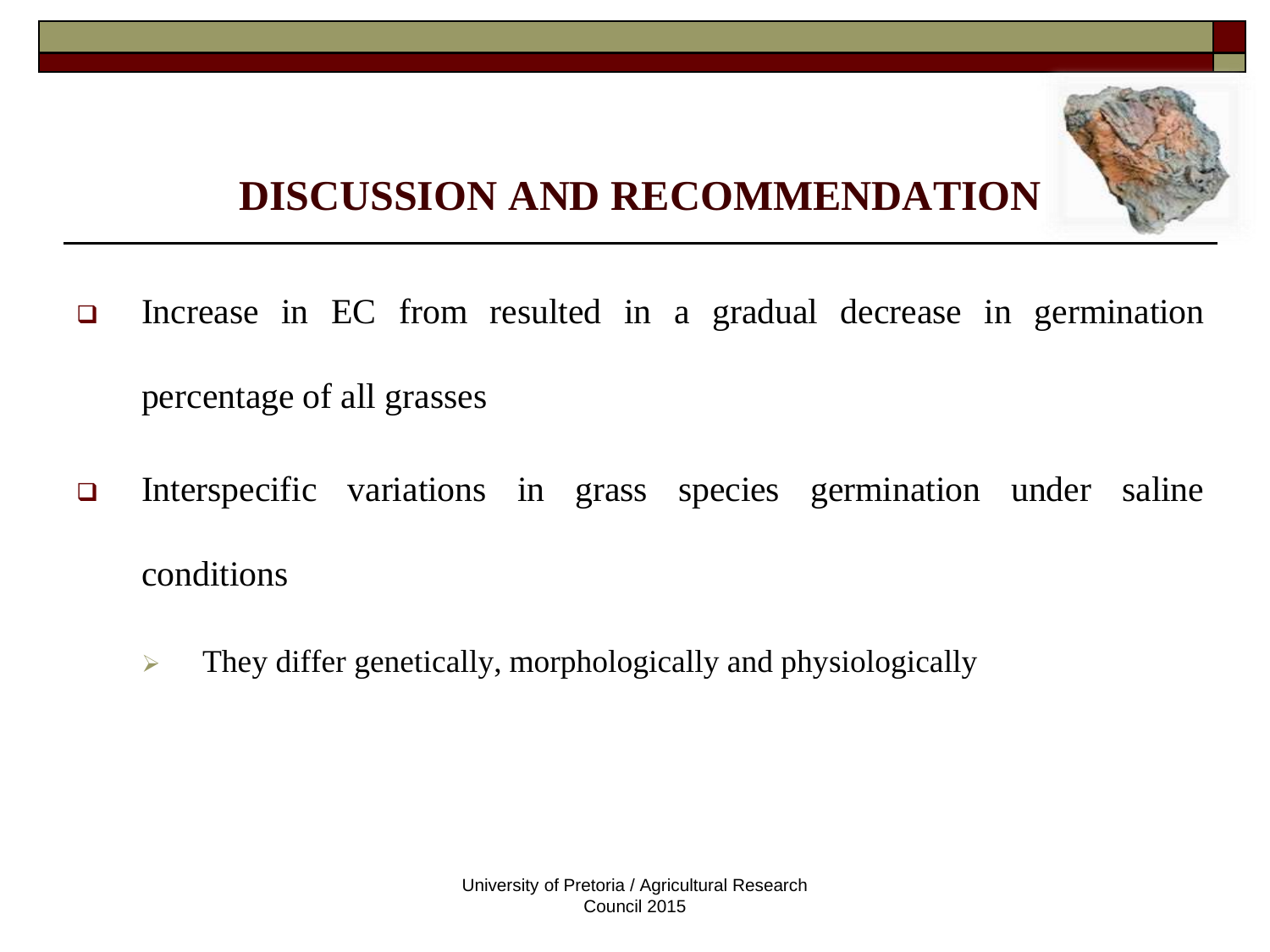# DISCUSSION AND RECOMMENDATION

- Increase in EC from resulted in a gradual decrease in germination percentage of all grasses
- Interspecific variations in grass species germination under saline conditions
  - They differ genetically, morphologically and physiologically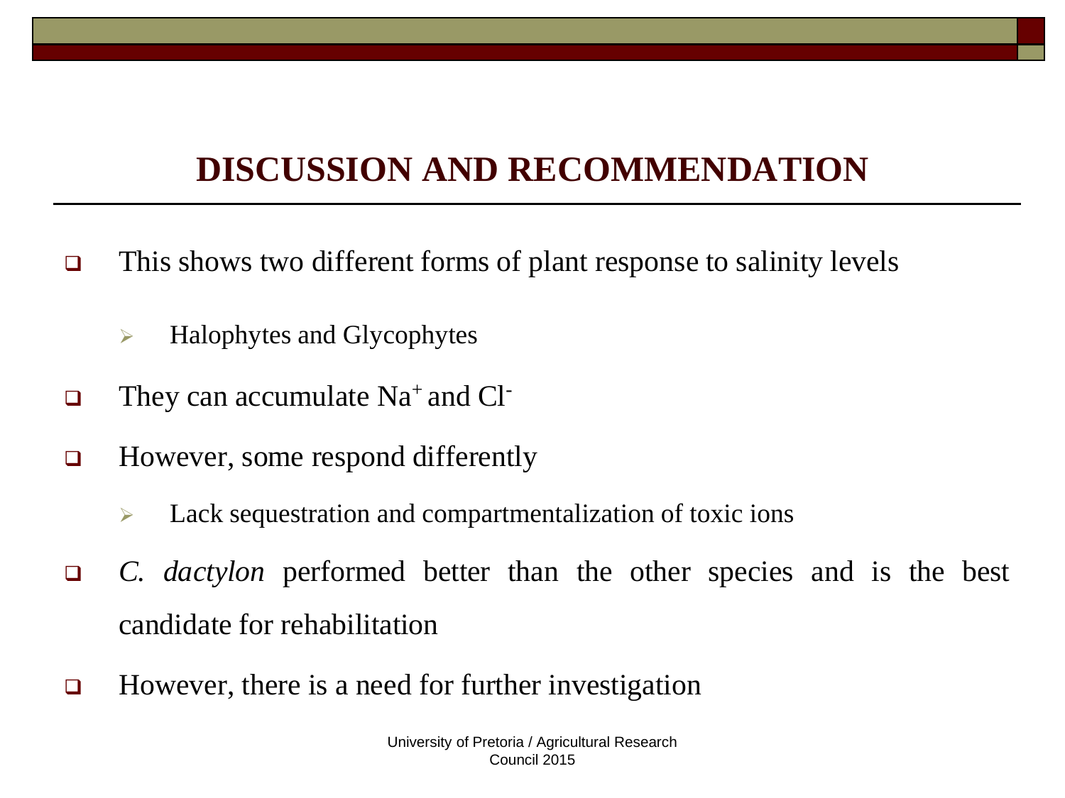# DISCUSSION AND RECOMMENDATION

- This shows two different forms of plant response to salinity levels
  - Halophytes and Glycophytes
- They can accumulate $Na^+$ and $Cl^-$
- However, some respond differently
  - Lack sequestration and compartmentalization of toxic ions
- *C. dactylon* performed better than the other species and is the best candidate for rehabilitation
- However, there is a need for further investigation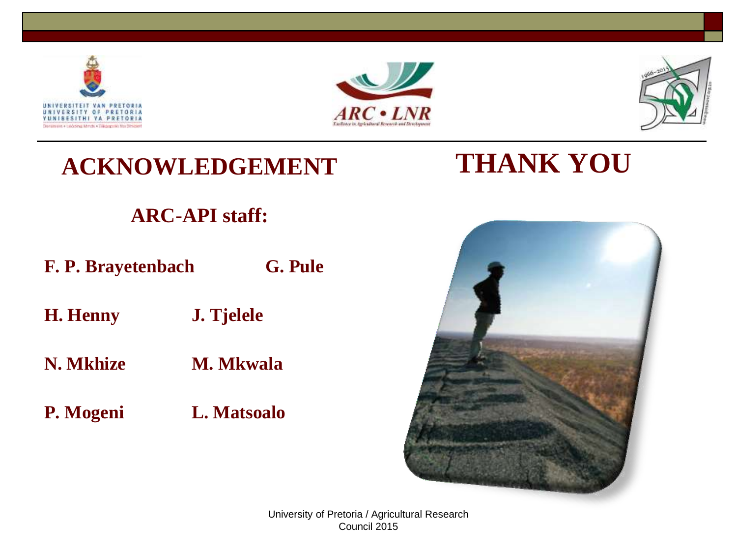# ACKNOWLEDGEMENT

# THANK YOU

## ARC-API staff:

**F. P. Brayetenbach** **G. Pule**

**H. Henny** **J. Tjelele**

**N. Mkhize** **M. Mkwala**

**P. Mogeni** **L. Matsoalo**

University of Pretoria / Agricultural Research Council 2015